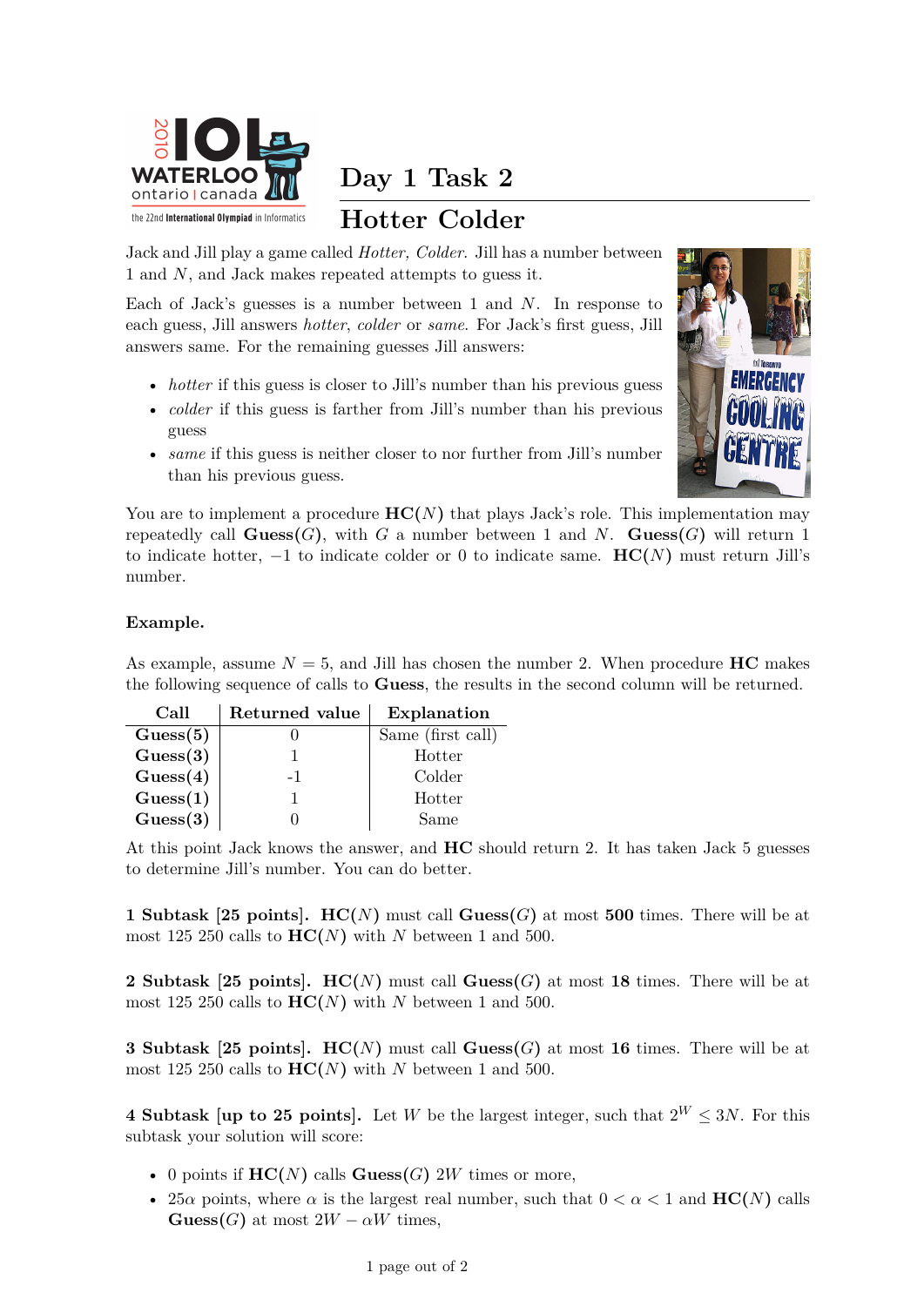# Day 1 Task 2

## Hotter Colder

Jack and Jill play a game called *Hotter, Colder*. Jill has a number between 1 and $N$, and Jack makes repeated attempts to guess it.

Each of Jack's guesses is a number between 1 and $N$. In response to each guess, Jill answers *hotter*, *colder* or *same*. For Jack's first guess, Jill answers same. For the remaining guesses Jill answers:

- *hotter* if this guess is closer to Jill's number than his previous guess
- *colder* if this guess is farther from Jill's number than his previous guess
- *same* if this guess is neither closer to nor further from Jill's number than his previous guess.

You are to implement a procedure **HC**($N$) that plays Jack's role. This implementation may repeatedly call **Guess**($G$), with $G$ a number between 1 and $N$. **Guess**($G$) will return 1 to indicate hotter, $-1$ to indicate colder or 0 to indicate same. **HC**($N$) must return Jill's number.

### Example.

As example, assume $N = 5$, and Jill has chosen the number 2. When procedure **HC** makes the following sequence of calls to **Guess**, the results in the second column will be returned.

| Call | Returned value | Explanation |
|---|---|---|
| **Guess**(5) | 0 | Same (first call) |
| **Guess**(3) | 1 | Hotter |
| **Guess**(4) | -1 | Colder |
| **Guess**(1) | 1 | Hotter |
| **Guess**(3) | 0 | Same |

At this point Jack knows the answer, and **HC** should return 2. It has taken Jack 5 guesses to determine Jill's number. You can do better.

**1 Subtask [25 points].** **HC**($N$) must call **Guess**($G$) at most **500** times. There will be at most 125 250 calls to **HC**($N$) with $N$ between 1 and 500.

**2 Subtask [25 points].** **HC**($N$) must call **Guess**($G$) at most **18** times. There will be at most 125 250 calls to **HC**($N$) with $N$ between 1 and 500.

**3 Subtask [25 points].** **HC**($N$) must call **Guess**($G$) at most **16** times. There will be at most 125 250 calls to **HC**($N$) with $N$ between 1 and 500.

**4 Subtask [up to 25 points].** Let $W$ be the largest integer, such that $2^W \leq 3N$. For this subtask your solution will score:

- 0 points if **HC**($N$) calls **Guess**($G$) $2W$ times or more,
- $25\alpha$ points, where $\alpha$ is the largest real number, such that $0 < \alpha < 1$ and **HC**($N$) calls **Guess**($G$) at most $2W - \alpha W$ times,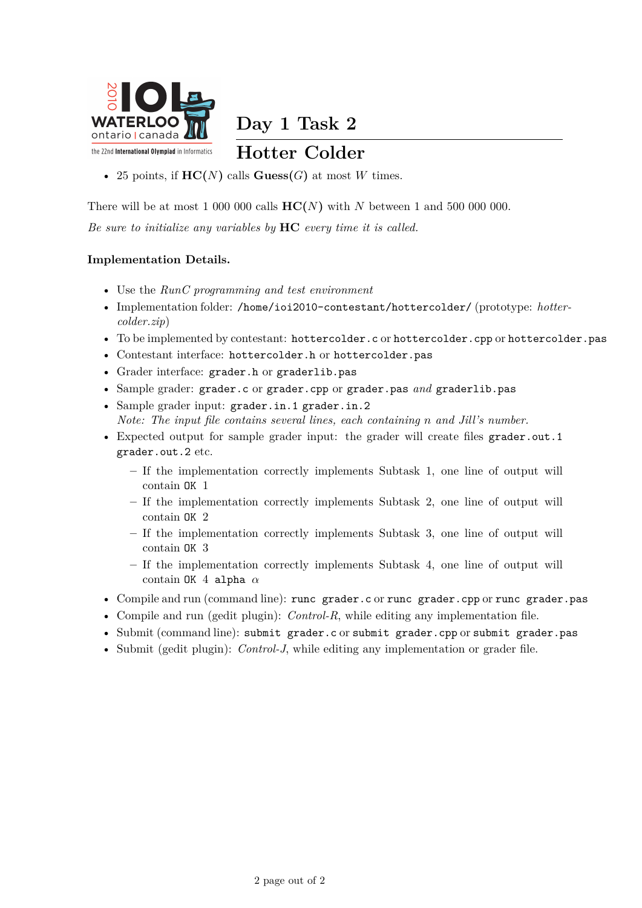- 25 points, if **HC**($N$) calls **Guess**($G$) at most $W$ times.

There will be at most 1 000 000 calls **HC**($N$) with $N$ between 1 and 500 000 000.

*Be sure to initialize any variables by* **HC** *every time it is called.*

**Implementation Details.**

- Use the *RunC programming and test environment*
- Implementation folder: `/home/ioi2010-contestant/hottercolder/` (prototype: *hottercolder.zip*)
- To be implemented by contestant: `hottercolder.c` or `hottercolder.cpp` or `hottercolder.pas`
- Contestant interface: `hottercolder.h` or `hottercolder.pas`
- Grader interface: `grader.h` or `graderlib.pas`
- Sample grader: `grader.c` or `grader.cpp` or `grader.pas` *and* `graderlib.pas`
- Sample grader input: `grader.in.1` `grader.in.2`
  *Note: The input file contains several lines, each containing n and Jill's number.*
- Expected output for sample grader input: the grader will create files `grader.out.1` `grader.out.2` etc.
  - If the implementation correctly implements Subtask 1, one line of output will contain `OK 1`
  - If the implementation correctly implements Subtask 2, one line of output will contain `OK 2`
  - If the implementation correctly implements Subtask 3, one line of output will contain `OK 3`
  - If the implementation correctly implements Subtask 4, one line of output will contain `OK 4 alpha` $\alpha$
- Compile and run (command line): `runc grader.c` or `runc grader.cpp` or `runc grader.pas`
- Compile and run (gedit plugin): *Control-R*, while editing any implementation file.
- Submit (command line): `submit grader.c` or `submit grader.cpp` or `submit grader.pas`
- Submit (gedit plugin): *Control-J*, while editing any implementation or grader file.